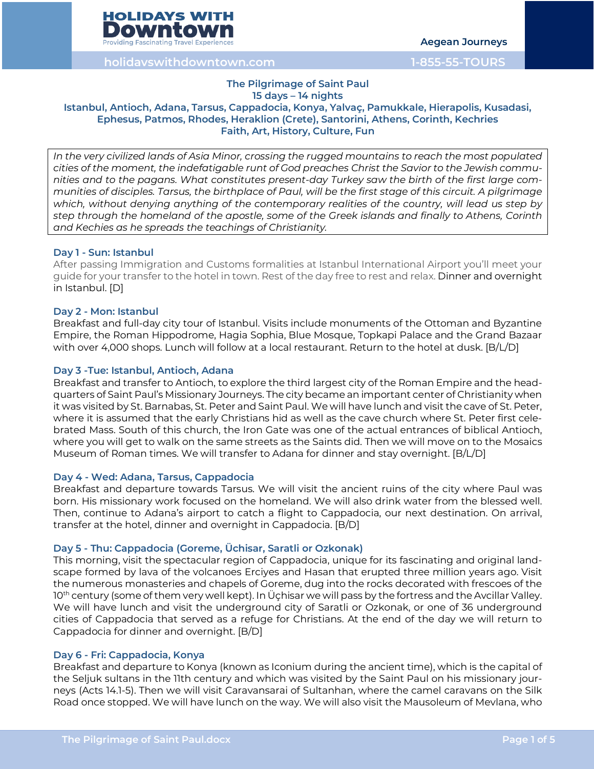# The Pilgrimage of Saint Paul

## 15 days – 14 nights

### Istanbul, Antioch, Adana, Tarsus, Cappadocia, Konya, Yalvaç, Pamukkale, Hierapolis, Kusadasi, Ephesus, Patmos, Rhodes, Heraklion (Crete), Santorini, Athens, Corinth, Kechries

### Faith, Art, History, Culture, Fun

*In the very civilized lands of Asia Minor, crossing the rugged mountains to reach the most populated cities of the moment, the indefatigable runt of God preaches Christ the Savior to the Jewish communities and to the pagans. What constitutes present-day Turkey saw the birth of the first large communities of disciples. Tarsus, the birthplace of Paul, will be the first stage of this circuit. A pilgrimage which, without denying anything of the contemporary realities of the country, will lead us step by step through the homeland of the apostle, some of the Greek islands and finally to Athens, Corinth and Kechies as he spreads the teachings of Christianity.*

### Day 1 - Sun: Istanbul

After passing Immigration and Customs formalities at Istanbul International Airport you'll meet your guide for your transfer to the hotel in town. Rest of the day free to rest and relax. Dinner and overnight in Istanbul. [D]

### Day 2 - Mon: Istanbul

Breakfast and full-day city tour of Istanbul. Visits include monuments of the Ottoman and Byzantine Empire, the Roman Hippodrome, Hagia Sophia, Blue Mosque, Topkapi Palace and the Grand Bazaar with over 4,000 shops. Lunch will follow at a local restaurant. Return to the hotel at dusk. [B/L/D]

### Day 3 -Tue: Istanbul, Antioch, Adana

Breakfast and transfer to Antioch, to explore the third largest city of the Roman Empire and the headquarters of Saint Paul's Missionary Journeys. The city became an important center of Christianity when it was visited by St. Barnabas, St. Peter and Saint Paul. We will have lunch and visit the cave of St. Peter, where it is assumed that the early Christians hid as well as the cave church where St. Peter first celebrated Mass. South of this church, the Iron Gate was one of the actual entrances of biblical Antioch, where you will get to walk on the same streets as the Saints did. Then we will move on to the Mosaics Museum of Roman times. We will transfer to Adana for dinner and stay overnight. [B/L/D]

### Day 4 - Wed: Adana, Tarsus, Cappadocia

Breakfast and departure towards Tarsus. We will visit the ancient ruins of the city where Paul was born. His missionary work focused on the homeland. We will also drink water from the blessed well. Then, continue to Adana's airport to catch a flight to Cappadocia, our next destination. On arrival, transfer at the hotel, dinner and overnight in Cappadocia. [B/D]

### Day 5 - Thu: Cappadocia (Goreme, Üchisar, Saratli or Ozkonak)

This morning, visit the spectacular region of Cappadocia, unique for its fascinating and original landscape formed by lava of the volcanoes Erciyes and Hasan that erupted three million years ago. Visit the numerous monasteries and chapels of Goreme, dug into the rocks decorated with frescoes of the 10th century (some of them very well kept). In Üçhisar we will pass by the fortress and the Avcillar Valley. We will have lunch and visit the underground city of Saratli or Ozkonak, or one of 36 underground cities of Cappadocia that served as a refuge for Christians. At the end of the day we will return to Cappadocia for dinner and overnight. [B/D]

### Day 6 - Fri: Cappadocia, Konya

Breakfast and departure to Konya (known as Iconium during the ancient time), which is the capital of the Seljuk sultans in the 11th century and which was visited by the Saint Paul on his missionary journeys (Acts 14.1-5). Then we will visit Caravansarai of Sultanhan, where the camel caravans on the Silk Road once stopped. We will have lunch on the way. We will also visit the Mausoleum of Mevlana, who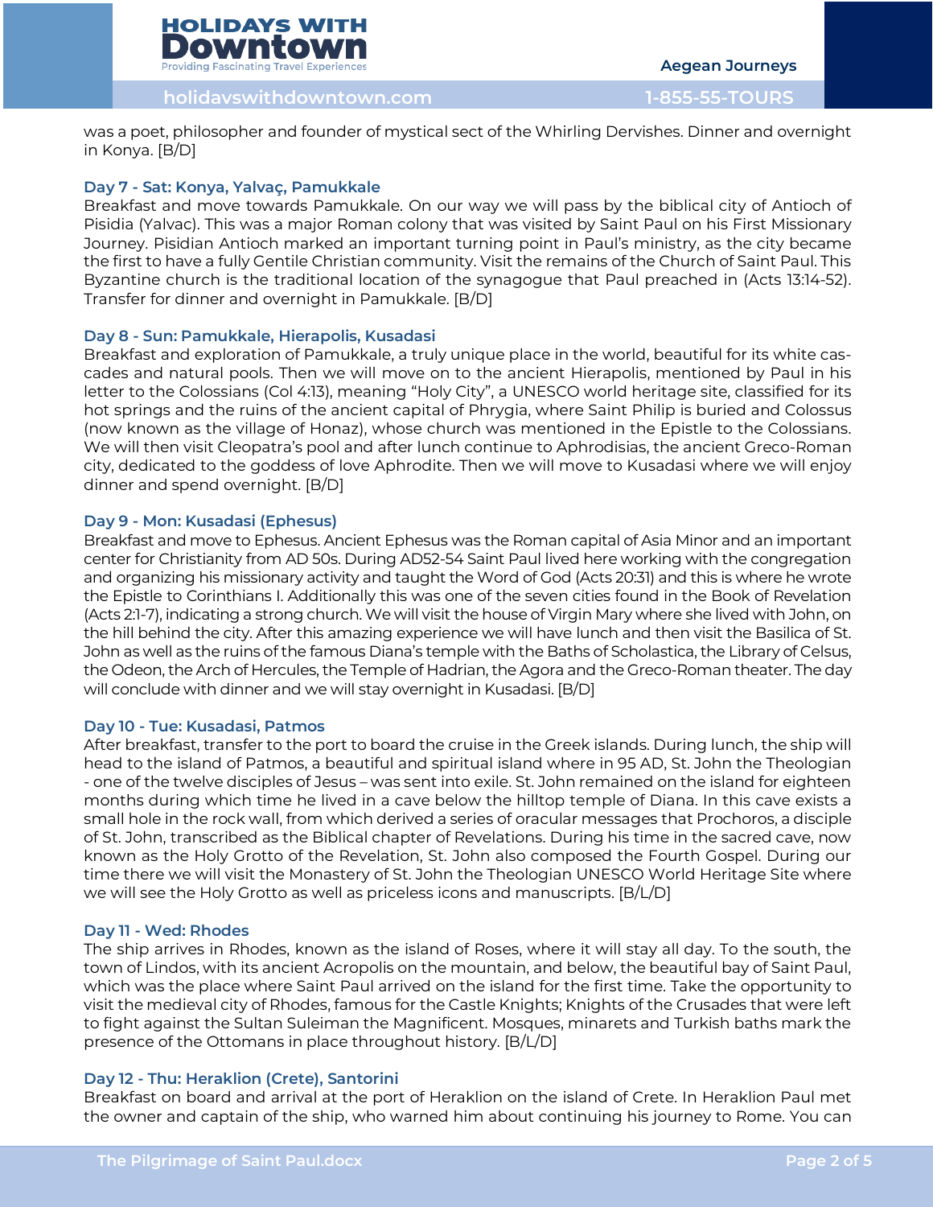was a poet, philosopher and founder of mystical sect of the Whirling Dervishes. Dinner and overnight in Konya. [B/D]

### Day 7 - Sat: Konya, Yalvaç, Pamukkale

Breakfast and move towards Pamukkale. On our way we will pass by the biblical city of Antioch of Pisidia (Yalvac). This was a major Roman colony that was visited by Saint Paul on his First Missionary Journey. Pisidian Antioch marked an important turning point in Paul's ministry, as the city became the first to have a fully Gentile Christian community. Visit the remains of the Church of Saint Paul. This Byzantine church is the traditional location of the synagogue that Paul preached in (Acts 13:14-52). Transfer for dinner and overnight in Pamukkale. [B/D]

### Day 8 - Sun: Pamukkale, Hierapolis, Kusadasi

Breakfast and exploration of Pamukkale, a truly unique place in the world, beautiful for its white cascades and natural pools. Then we will move on to the ancient Hierapolis, mentioned by Paul in his letter to the Colossians (Col 4:13), meaning "Holy City", a UNESCO world heritage site, classified for its hot springs and the ruins of the ancient capital of Phrygia, where Saint Philip is buried and Colossus (now known as the village of Honaz), whose church was mentioned in the Epistle to the Colossians. We will then visit Cleopatra's pool and after lunch continue to Aphrodisias, the ancient Greco-Roman city, dedicated to the goddess of love Aphrodite. Then we will move to Kusadasi where we will enjoy dinner and spend overnight. [B/D]

### Day 9 - Mon: Kusadasi (Ephesus)

Breakfast and move to Ephesus. Ancient Ephesus was the Roman capital of Asia Minor and an important center for Christianity from AD 50s. During AD52-54 Saint Paul lived here working with the congregation and organizing his missionary activity and taught the Word of God (Acts 20:31) and this is where he wrote the Epistle to Corinthians I. Additionally this was one of the seven cities found in the Book of Revelation (Acts 2:1-7), indicating a strong church. We will visit the house of Virgin Mary where she lived with John, on the hill behind the city. After this amazing experience we will have lunch and then visit the Basilica of St. John as well as the ruins of the famous Diana's temple with the Baths of Scholastica, the Library of Celsus, the Odeon, the Arch of Hercules, the Temple of Hadrian, the Agora and the Greco-Roman theater. The day will conclude with dinner and we will stay overnight in Kusadasi. [B/D]

### Day 10 - Tue: Kusadasi, Patmos

After breakfast, transfer to the port to board the cruise in the Greek islands. During lunch, the ship will head to the island of Patmos, a beautiful and spiritual island where in 95 AD, St. John the Theologian - one of the twelve disciples of Jesus – was sent into exile. St. John remained on the island for eighteen months during which time he lived in a cave below the hilltop temple of Diana. In this cave exists a small hole in the rock wall, from which derived a series of oracular messages that Prochoros, a disciple of St. John, transcribed as the Biblical chapter of Revelations. During his time in the sacred cave, now known as the Holy Grotto of the Revelation, St. John also composed the Fourth Gospel. During our time there we will visit the Monastery of St. John the Theologian UNESCO World Heritage Site where we will see the Holy Grotto as well as priceless icons and manuscripts. [B/L/D]

### Day 11 - Wed: Rhodes

The ship arrives in Rhodes, known as the island of Roses, where it will stay all day. To the south, the town of Lindos, with its ancient Acropolis on the mountain, and below, the beautiful bay of Saint Paul, which was the place where Saint Paul arrived on the island for the first time. Take the opportunity to visit the medieval city of Rhodes, famous for the Castle Knights; Knights of the Crusades that were left to fight against the Sultan Suleiman the Magnificent. Mosques, minarets and Turkish baths mark the presence of the Ottomans in place throughout history. [B/L/D]

### Day 12 - Thu: Heraklion (Crete), Santorini

Breakfast on board and arrival at the port of Heraklion on the island of Crete. In Heraklion Paul met the owner and captain of the ship, who warned him about continuing his journey to Rome. You can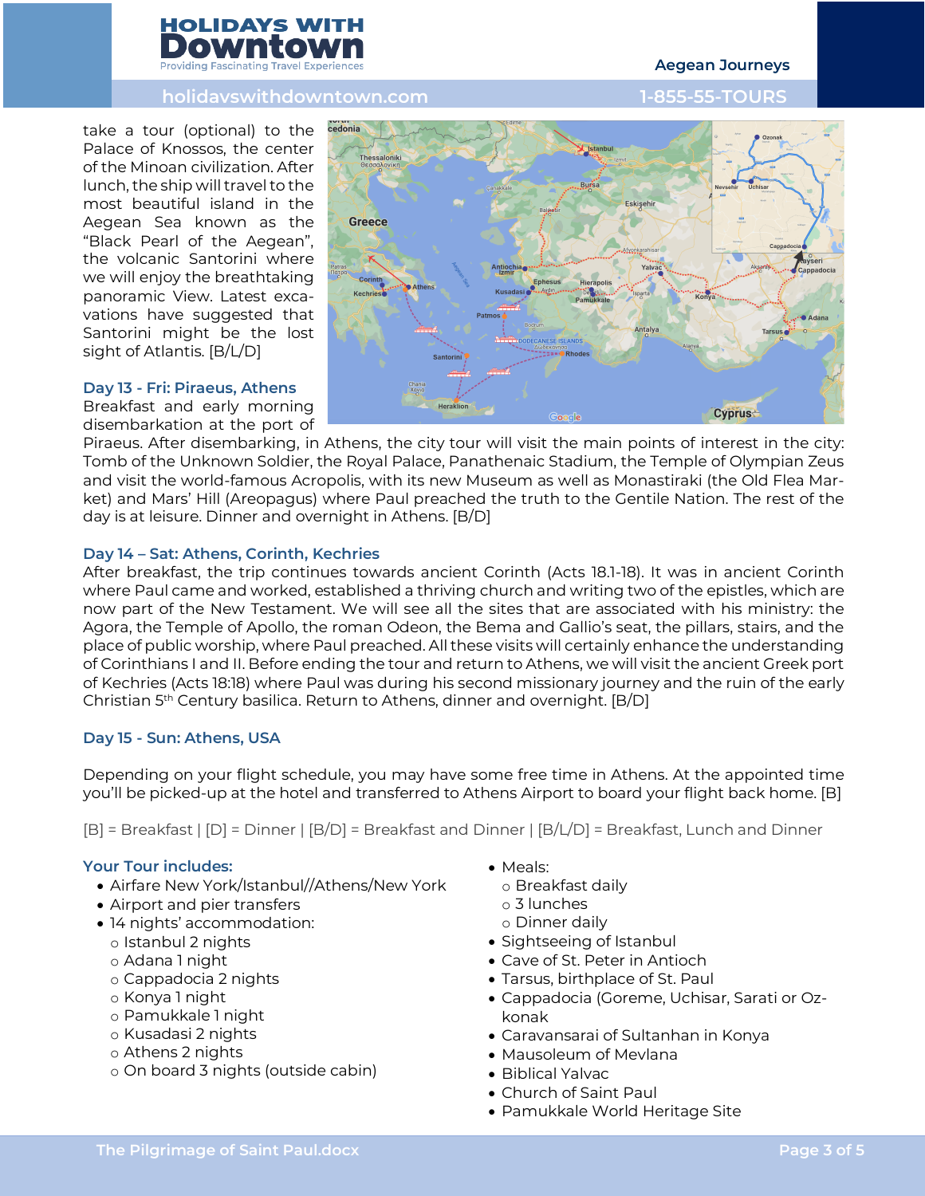take a tour (optional) to the Palace of Knossos, the center of the Minoan civilization. After lunch, the ship will travel to the most beautiful island in the Aegean Sea known as the "Black Pearl of the Aegean", the volcanic Santorini where we will enjoy the breathtaking panoramic View. Latest excavations have suggested that Santorini might be the lost sight of Atlantis. [B/L/D]

### Day 13 - Fri: Piraeus, Athens

Breakfast and early morning disembarkation at the port of Piraeus. After disembarking, in Athens, the city tour will visit the main points of interest in the city: Tomb of the Unknown Soldier, the Royal Palace, Panathenaic Stadium, the Temple of Olympian Zeus and visit the world-famous Acropolis, with its new Museum as well as Monastiraki (the Old Flea Market) and Mars' Hill (Areopagus) where Paul preached the truth to the Gentile Nation. The rest of the day is at leisure. Dinner and overnight in Athens. [B/D]

### Day 14 – Sat: Athens, Corinth, Kechries

After breakfast, the trip continues towards ancient Corinth (Acts 18.1-18). It was in ancient Corinth where Paul came and worked, established a thriving church and writing two of the epistles, which are now part of the New Testament. We will see all the sites that are associated with his ministry: the Agora, the Temple of Apollo, the roman Odeon, the Bema and Gallio's seat, the pillars, stairs, and the place of public worship, where Paul preached. All these visits will certainly enhance the understanding of Corinthians I and II. Before ending the tour and return to Athens, we will visit the ancient Greek port of Kechries (Acts 18:18) where Paul was during his second missionary journey and the ruin of the early Christian 5th Century basilica. Return to Athens, dinner and overnight. [B/D]

### Day 15 - Sun: Athens, USA

Depending on your flight schedule, you may have some free time in Athens. At the appointed time you'll be picked-up at the hotel and transferred to Athens Airport to board your flight back home. [B]

[B] = Breakfast | [D] = Dinner | [B/D] = Breakfast and Dinner | [B/L/D] = Breakfast, Lunch and Dinner

### Your Tour includes:

- Airfare New York/Istanbul//Athens/New York
- Airport and pier transfers
- 14 nights' accommodation:
  - Istanbul 2 nights
  - Adana 1 night
  - Cappadocia 2 nights
  - Konya 1 night
  - Pamukkale 1 night
  - Kusadasi 2 nights
  - Athens 2 nights
  - On board 3 nights (outside cabin)
- Meals:
  - Breakfast daily
  - 3 lunches
  - Dinner daily
- Sightseeing of Istanbul
- Cave of St. Peter in Antioch
- Tarsus, birthplace of St. Paul
- Cappadocia (Goreme, Uchisar, Sarati or Ozkonak
- Caravansarai of Sultanhan in Konya
- Mausoleum of Mevlana
- Biblical Yalvac
- Church of Saint Paul
- Pamukkale World Heritage Site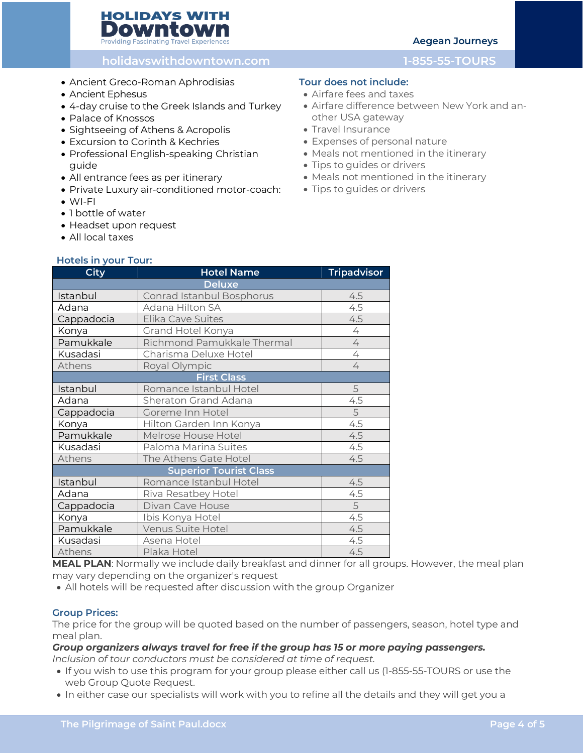- Ancient Greco-Roman Aphrodisias
- Ancient Ephesus
- 4-day cruise to the Greek Islands and Turkey
- Palace of Knossos
- Sightseeing of Athens & Acropolis
- Excursion to Corinth & Kechries
- Professional English-speaking Christian guide
- All entrance fees as per itinerary
- Private Luxury air-conditioned motor-coach:
- WI-FI
- 1 bottle of water
- Headset upon request
- All local taxes

### Tour does not include:

- Airfare fees and taxes
- Airfare difference between New York and another USA gateway
- Travel Insurance
- Expenses of personal nature
- Meals not mentioned in the itinerary
- Tips to guides or drivers
- Meals not mentioned in the itinerary
- Tips to guides or drivers

### Hotels in your Tour:

| City | Hotel Name | Tripadvisor |
|---|---|---|
| **Deluxe** | | |
| Istanbul | Conrad Istanbul Bosphorus | 4.5 |
| Adana | Adana Hilton SA | 4.5 |
| Cappadocia | Elika Cave Suites | 4.5 |
| Konya | Grand Hotel Konya | 4 |
| Pamukkale | Richmond Pamukkale Thermal | 4 |
| Kusadasi | Charisma Deluxe Hotel | 4 |
| Athens | Royal Olympic | 4 |
| **First Class** | | |
| Istanbul | Romance Istanbul Hotel | 5 |
| Adana | Sheraton Grand Adana | 4.5 |
| Cappadocia | Goreme Inn Hotel | 5 |
| Konya | Hilton Garden Inn Konya | 4.5 |
| Pamukkale | Melrose House Hotel | 4.5 |
| Kusadasi | Paloma Marina Suites | 4.5 |
| Athens | The Athens Gate Hotel | 4.5 |
| **Superior Tourist Class** | | |
| Istanbul | Romance Istanbul Hotel | 4.5 |
| Adana | Riva Resatbey Hotel | 4.5 |
| Cappadocia | Divan Cave House | 5 |
| Konya | Ibis Konya Hotel | 4.5 |
| Pamukkale | Venus Suite Hotel | 4.5 |
| Kusadasi | Asena Hotel | 4.5 |
| Athens | Plaka Hotel | 4.5 |

**MEAL PLAN**: Normally we include daily breakfast and dinner for all groups. However, the meal plan may vary depending on the organizer's request

- All hotels will be requested after discussion with the group Organizer

### Group Prices:

The price for the group will be quoted based on the number of passengers, season, hotel type and meal plan.

***Group organizers always travel for free if the group has 15 or more paying passengers.***

*Inclusion of tour conductors must be considered at time of request.*

- If you wish to use this program for your group please either call us (1-855-55-TOURS or use the web Group Quote Request.
- In either case our specialists will work with you to refine all the details and they will get you a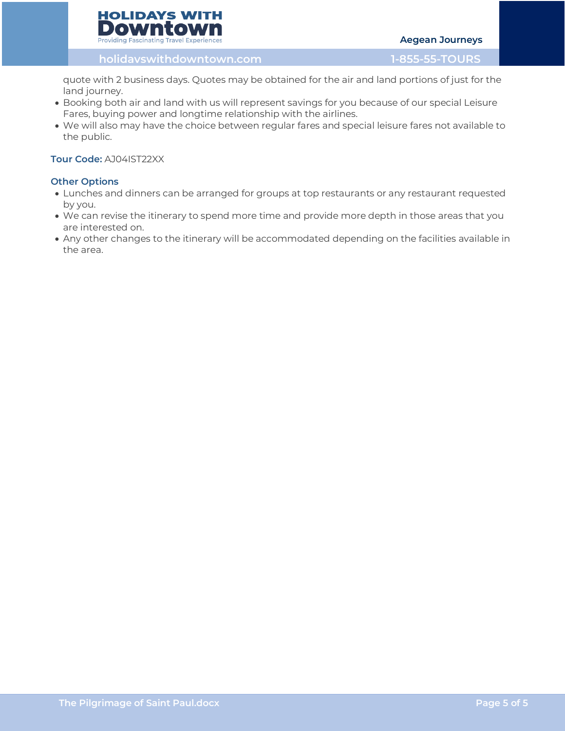quote with 2 business days. Quotes may be obtained for the air and land portions of just for the land journey.
- Booking both air and land with us will represent savings for you because of our special Leisure Fares, buying power and longtime relationship with the airlines.
- We will also may have the choice between regular fares and special leisure fares not available to the public.

**Tour Code:** AJ04IST22XX

### Other Options

- Lunches and dinners can be arranged for groups at top restaurants or any restaurant requested by you.
- We can revise the itinerary to spend more time and provide more depth in those areas that you are interested on.
- Any other changes to the itinerary will be accommodated depending on the facilities available in the area.